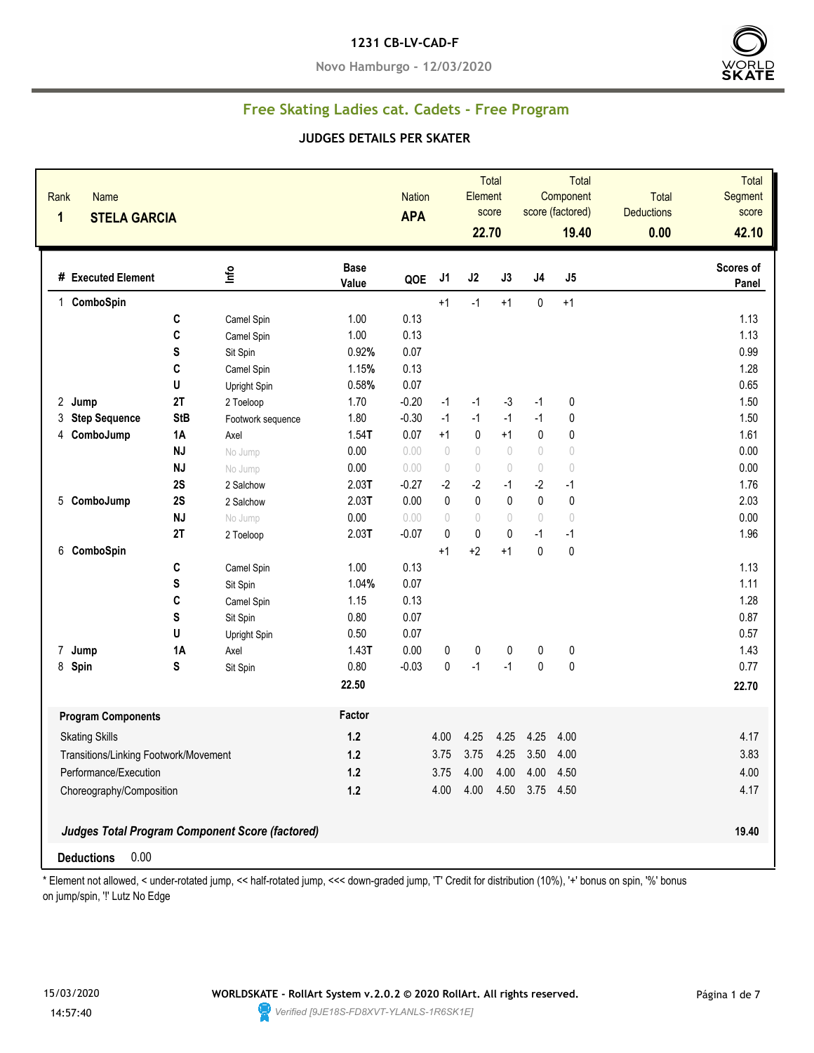**1231 CB-LV-CAD-F**

**Novo Hamburgo - 12/03/2020**

## Free Skating Ladies cat. Cadets - Free Program

### JUDGES DETAILS PER SKATER

| Rank | Name | Nation | Total Element score | Total Component score (factored) | Total Deductions | Total Segment score |
|---|---|---|---|---|---|---|
| 1 | STELA GARCIA | APA | 22.70 | 19.40 | 0.00 | 42.10 |

| # | Executed Element | | Info | Base Value | QOE | J1 | J2 | J3 | J4 | J5 | Scores of Panel |
|---|---|---|---|---|---|---|---|---|---|---|---|
| 1 | ComboSpin | | | | | +1 | -1 | +1 | 0 | +1 | |
| | | C | Camel Spin | 1.00 | 0.13 | | | | | | 1.13 |
| | | C | Camel Spin | 1.00 | 0.13 | | | | | | 1.13 |
| | | S | Sit Spin | 0.92% | 0.07 | | | | | | 0.99 |
| | | C | Camel Spin | 1.15% | 0.13 | | | | | | 1.28 |
| | | U | Upright Spin | 0.58% | 0.07 | | | | | | 0.65 |
| 2 | Jump | 2T | 2 Toeloop | 1.70 | -0.20 | -1 | -1 | -3 | -1 | 0 | 1.50 |
| 3 | Step Sequence | StB | Footwork sequence | 1.80 | -0.30 | -1 | -1 | -1 | -1 | 0 | 1.50 |
| 4 | ComboJump | 1A | Axel | 1.54T | 0.07 | +1 | 0 | +1 | 0 | 0 | 1.61 |
| | | NJ | No Jump | 0.00 | 0.00 | 0 | 0 | 0 | 0 | 0 | 0.00 |
| | | NJ | No Jump | 0.00 | 0.00 | 0 | 0 | 0 | 0 | 0 | 0.00 |
| | | 2S | 2 Salchow | 2.03T | -0.27 | -2 | -2 | -1 | -2 | -1 | 1.76 |
| 5 | ComboJump | 2S | 2 Salchow | 2.03T | 0.00 | 0 | 0 | 0 | 0 | 0 | 2.03 |
| | | NJ | No Jump | 0.00 | 0.00 | 0 | 0 | 0 | 0 | 0 | 0.00 |
| | | 2T | 2 Toeloop | 2.03T | -0.07 | 0 | 0 | 0 | -1 | -1 | 1.96 |
| 6 | ComboSpin | | | | | +1 | +2 | +1 | 0 | 0 | |
| | | C | Camel Spin | 1.00 | 0.13 | | | | | | 1.13 |
| | | S | Sit Spin | 1.04% | 0.07 | | | | | | 1.11 |
| | | C | Camel Spin | 1.15 | 0.13 | | | | | | 1.28 |
| | | S | Sit Spin | 0.80 | 0.07 | | | | | | 0.87 |
| | | U | Upright Spin | 0.50 | 0.07 | | | | | | 0.57 |
| 7 | Jump | 1A | Axel | 1.43T | 0.00 | 0 | 0 | 0 | 0 | 0 | 1.43 |
| 8 | Spin | S | Sit Spin | 0.80 | -0.03 | 0 | -1 | -1 | 0 | 0 | 0.77 |
| | | | | 22.50 | | | | | | | 22.70 |

| Program Components | Factor | J1 | J2 | J3 | J4 | J5 | |
|---|---|---|---|---|---|---|---|
| Skating Skills | 1.2 | 4.00 | 4.25 | 4.25 | 4.25 | 4.00 | 4.17 |
| Transitions/Linking Footwork/Movement | 1.2 | 3.75 | 3.75 | 4.25 | 3.50 | 4.00 | 3.83 |
| Performance/Execution | 1.2 | 3.75 | 4.00 | 4.00 | 4.00 | 4.50 | 4.00 |
| Choreography/Composition | 1.2 | 4.00 | 4.00 | 4.50 | 3.75 | 4.50 | 4.17 |

***Judges Total Program Component Score (factored)*** **19.40**

**Deductions** 0.00

\* Element not allowed, < under-rotated jump, << half-rotated jump, <<< down-graded jump, 'T' Credit for distribution (10%), '+' bonus on spin, '%' bonus on jump/spin, '!' Lutz No Edge

15/03/2020 14:57:40

**WORLDSKATE - RollArt System v.2.0.2 © 2020 RollArt. All rights reserved.**

Verified [9JE18S-FD8XVT-YLANLS-1R6SK1E]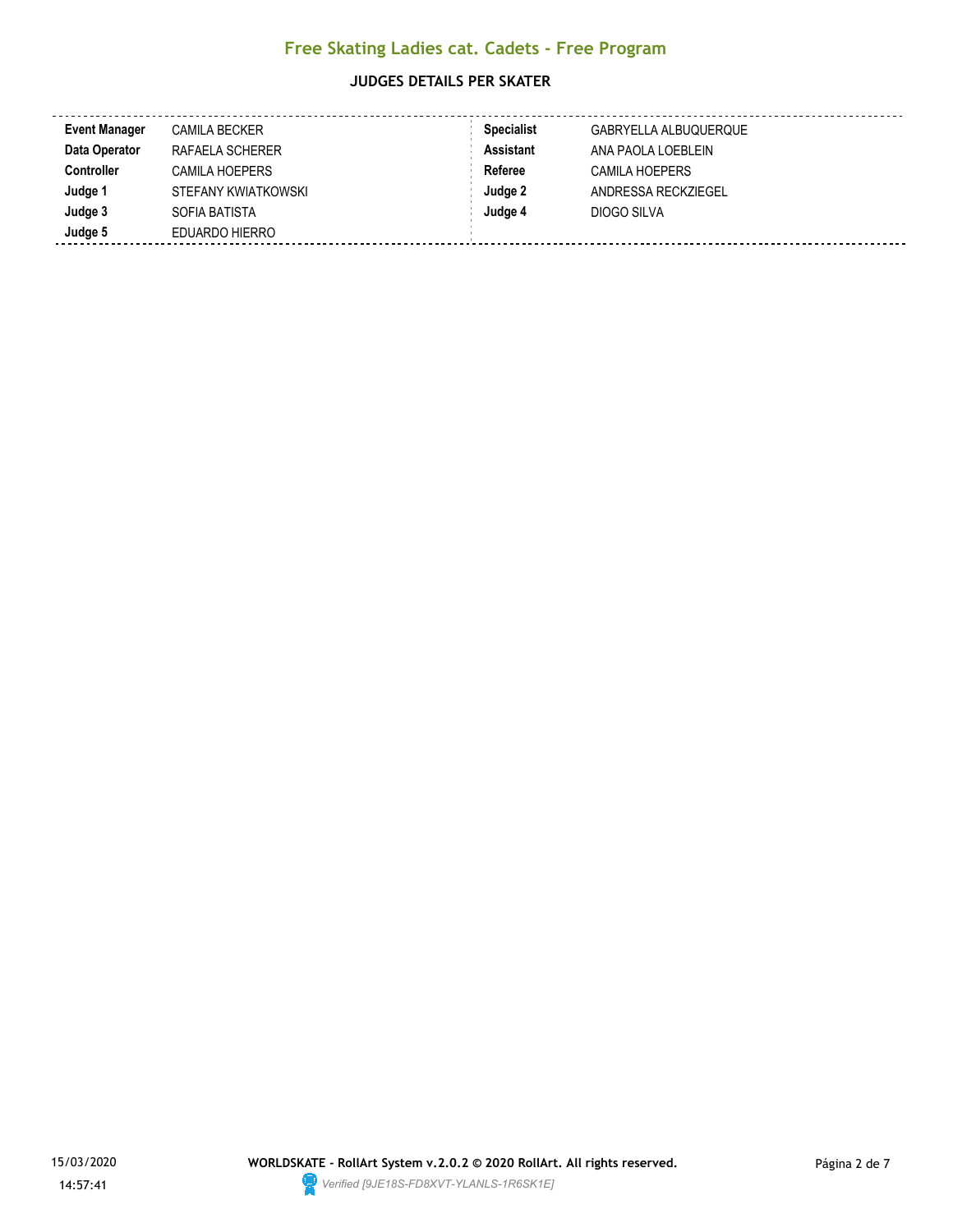## Free Skating Ladies cat. Cadets - Free Program

### JUDGES DETAILS PER SKATER

| | | | |
|---|---|---|---|
| **Event Manager** | CAMILA BECKER | **Specialist** | GABRYELLA ALBUQUERQUE |
| **Data Operator** | RAFAELA SCHERER | **Assistant** | ANA PAOLA LOEBLEIN |
| **Controller** | CAMILA HOEPERS | **Referee** | CAMILA HOEPERS |
| **Judge 1** | STEFANY KWIATKOWSKI | **Judge 2** | ANDRESSA RECKZIEGEL |
| **Judge 3** | SOFIA BATISTA | **Judge 4** | DIOGO SILVA |
| **Judge 5** | EDUARDO HIERRO | | |

15/03/2020
14:57:41

**WORLDSKATE - RollArt System v.2.0.2 © 2020 RollArt. All rights reserved.**

*Verified [9JE18S-FD8XVT-YLANLS-1R6SK1E]*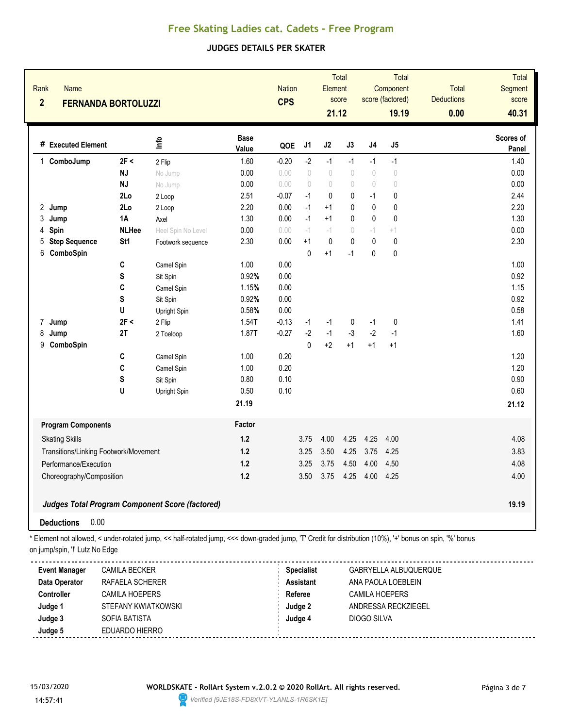# Free Skating Ladies cat. Cadets - Free Program

## JUDGES DETAILS PER SKATER

| Rank | Name | Nation | Total Element score | Total Component score (factored) | Total Deductions | Total Segment score |
|---|---|---|---|---|---|---|
| 2 | FERNANDA BORTOLUZZI | CPS | 21.12 | 19.19 | 0.00 | 40.31 |

| # | Executed Element | | Info | Base Value | QOE | J1 | J2 | J3 | J4 | J5 | Scores of Panel |
|---|---|---|---|---|---|---|---|---|---|---|---|
| 1 | ComboJump | 2F < | 2 Flip | 1.60 | -0.20 | -2 | -1 | -1 | -1 | -1 | 1.40 |
| | | NJ | No Jump | 0.00 | 0.00 | 0 | 0 | 0 | 0 | 0 | 0.00 |
| | | NJ | No Jump | 0.00 | 0.00 | 0 | 0 | 0 | 0 | 0 | 0.00 |
| | | 2Lo | 2 Loop | 2.51 | -0.07 | -1 | 0 | 0 | -1 | 0 | 2.44 |
| 2 | Jump | 2Lo | 2 Loop | 2.20 | 0.00 | -1 | +1 | 0 | 0 | 0 | 2.20 |
| 3 | Jump | 1A | Axel | 1.30 | 0.00 | -1 | +1 | 0 | 0 | 0 | 1.30 |
| 4 | Spin | NLHee | Heel Spin No Level | 0.00 | 0.00 | -1 | -1 | 0 | -1 | +1 | 0.00 |
| 5 | Step Sequence | St1 | Footwork sequence | 2.30 | 0.00 | +1 | 0 | 0 | 0 | 0 | 2.30 |
| 6 | ComboSpin | | | | | 0 | +1 | -1 | 0 | 0 | |
| | | C | Camel Spin | 1.00 | 0.00 | | | | | | 1.00 |
| | | S | Sit Spin | 0.92% | 0.00 | | | | | | 0.92 |
| | | C | Camel Spin | 1.15% | 0.00 | | | | | | 1.15 |
| | | S | Sit Spin | 0.92% | 0.00 | | | | | | 0.92 |
| | | U | Upright Spin | 0.58% | 0.00 | | | | | | 0.58 |
| 7 | Jump | 2F < | 2 Flip | 1.54T | -0.13 | -1 | -1 | 0 | -1 | 0 | 1.41 |
| 8 | Jump | 2T | 2 Toeloop | 1.87T | -0.27 | -2 | -1 | -3 | -2 | -1 | 1.60 |
| 9 | ComboSpin | | | | | 0 | +2 | +1 | +1 | +1 | |
| | | C | Camel Spin | 1.00 | 0.20 | | | | | | 1.20 |
| | | C | Camel Spin | 1.00 | 0.20 | | | | | | 1.20 |
| | | S | Sit Spin | 0.80 | 0.10 | | | | | | 0.90 |
| | | U | Upright Spin | 0.50 | 0.10 | | | | | | 0.60 |
| | | | | 21.19 | | | | | | | 21.12 |

| Program Components | Factor | J1 | J2 | J3 | J4 | J5 | Scores of Panel |
|---|---|---|---|---|---|---|---|
| Skating Skills | 1.2 | 3.75 | 4.00 | 4.25 | 4.25 | 4.00 | 4.08 |
| Transitions/Linking Footwork/Movement | 1.2 | 3.25 | 3.50 | 4.25 | 3.75 | 4.25 | 3.83 |
| Performance/Execution | 1.2 | 3.25 | 3.75 | 4.50 | 4.00 | 4.50 | 4.08 |
| Choreography/Composition | 1.2 | 3.50 | 3.75 | 4.25 | 4.00 | 4.25 | 4.00 |

***Judges Total Program Component Score (factored)*** **19.19**

**Deductions** 0.00

* Element not allowed, < under-rotated jump, << half-rotated jump, <<< down-graded jump, 'T' Credit for distribution (10%), '+' bonus on spin, '%' bonus on jump/spin, '!' Lutz No Edge

| | | | |
|---|---|---|---|
| **Event Manager** | CAMILA BECKER | **Specialist** | GABRYELLA ALBUQUERQUE |
| **Data Operator** | RAFAELA SCHERER | **Assistant** | ANA PAOLA LOEBLEIN |
| **Controller** | CAMILA HOEPERS | **Referee** | CAMILA HOEPERS |
| **Judge 1** | STEFANY KWIATKOWSKI | **Judge 2** | ANDRESSA RECKZIEGEL |
| **Judge 3** | SOFIA BATISTA | **Judge 4** | DIOGO SILVA |
| **Judge 5** | EDUARDO HIERRO | | |

15/03/2020 14:57:41

**WORLDSKATE - RollArt System v.2.0.2 © 2020 RollArt. All rights reserved.**

*Verified [9JE18S-FD8XVT-YLANLS-1R6SK1E]*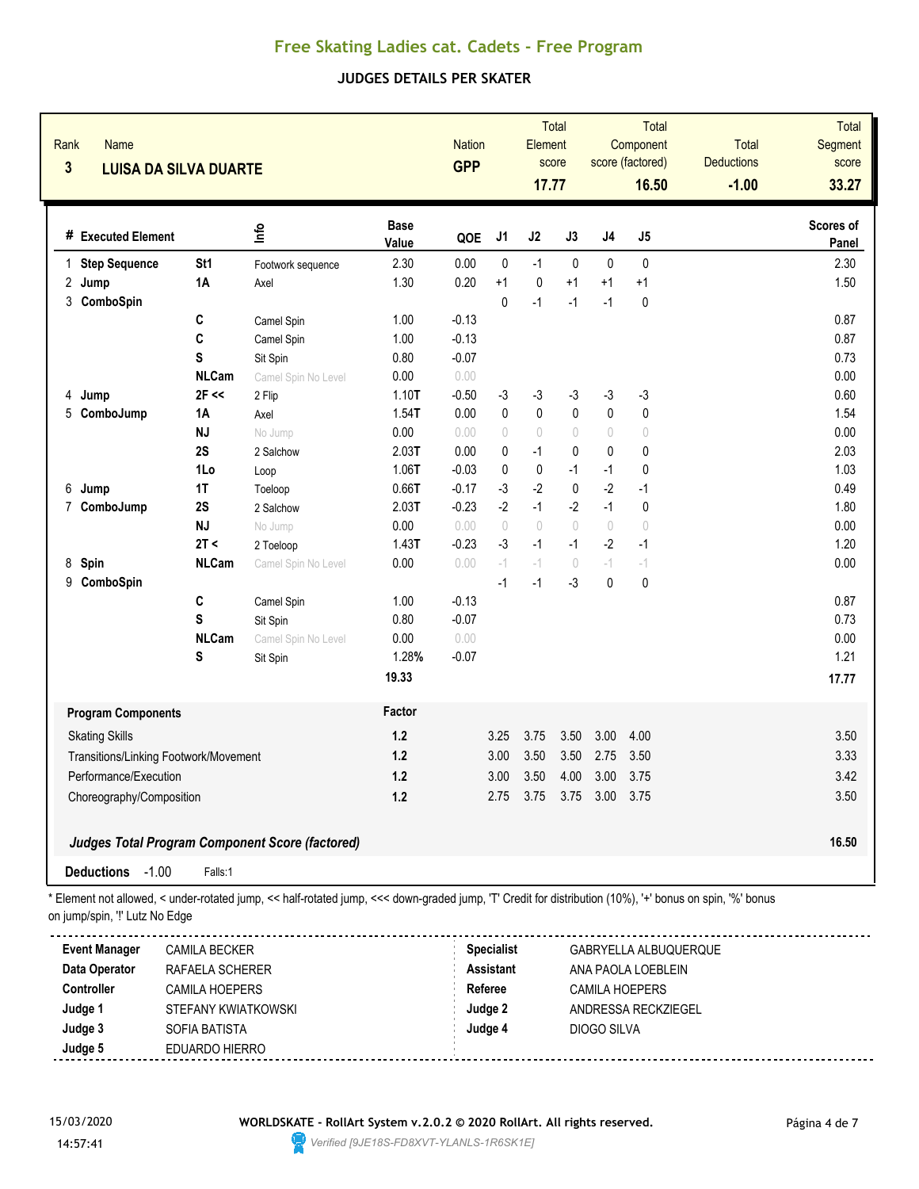# Free Skating Ladies cat. Cadets - Free Program

## JUDGES DETAILS PER SKATER

| Rank | Name | Nation | Total Element score | Total Component score (factored) | Total Deductions | Total Segment score |
|---|---|---|---|---|---|---|
| 3 | LUISA DA SILVA DUARTE | GPP | 17.77 | 16.50 | -1.00 | 33.27 |

| # | Executed Element | | Info | Base Value | QOE | J1 | J2 | J3 | J4 | J5 | Scores of Panel |
|---|---|---|---|---|---|---|---|---|---|---|---|
| 1 | Step Sequence | St1 | Footwork sequence | 2.30 | 0.00 | 0 | -1 | 0 | 0 | 0 | 2.30 |
| 2 | Jump | 1A | Axel | 1.30 | 0.20 | +1 | 0 | +1 | +1 | +1 | 1.50 |
| 3 | ComboSpin | | | | | 0 | -1 | -1 | -1 | 0 | |
| | | C | Camel Spin | 1.00 | -0.13 | | | | | | 0.87 |
| | | C | Camel Spin | 1.00 | -0.13 | | | | | | 0.87 |
| | | S | Sit Spin | 0.80 | -0.07 | | | | | | 0.73 |
| | | NLCam | Camel Spin No Level | 0.00 | 0.00 | | | | | | 0.00 |
| 4 | Jump | 2F << | 2 Flip | 1.10T | -0.50 | -3 | -3 | -3 | -3 | -3 | 0.60 |
| 5 | ComboJump | 1A | Axel | 1.54T | 0.00 | 0 | 0 | 0 | 0 | 0 | 1.54 |
| | | NJ | No Jump | 0.00 | 0.00 | 0 | 0 | 0 | 0 | 0 | 0.00 |
| | | 2S | 2 Salchow | 2.03T | 0.00 | 0 | -1 | 0 | 0 | 0 | 2.03 |
| | | 1Lo | Loop | 1.06T | -0.03 | 0 | 0 | -1 | -1 | 0 | 1.03 |
| 6 | Jump | 1T | Toeloop | 0.66T | -0.17 | -3 | -2 | 0 | -2 | -1 | 0.49 |
| 7 | ComboJump | 2S | 2 Salchow | 2.03T | -0.23 | -2 | -1 | -2 | -1 | 0 | 1.80 |
| | | NJ | No Jump | 0.00 | 0.00 | 0 | 0 | 0 | 0 | 0 | 0.00 |
| | | 2T < | 2 Toeloop | 1.43T | -0.23 | -3 | -1 | -1 | -2 | -1 | 1.20 |
| 8 | Spin | NLCam | Camel Spin No Level | 0.00 | 0.00 | -1 | -1 | 0 | -1 | -1 | 0.00 |
| 9 | ComboSpin | | | | | -1 | -1 | -3 | 0 | 0 | |
| | | C | Camel Spin | 1.00 | -0.13 | | | | | | 0.87 |
| | | S | Sit Spin | 0.80 | -0.07 | | | | | | 0.73 |
| | | NLCam | Camel Spin No Level | 0.00 | 0.00 | | | | | | 0.00 |
| | | S | Sit Spin | 1.28% | -0.07 | | | | | | 1.21 |
| | | | | 19.33 | | | | | | | 17.77 |

| Program Components | Factor | J1 | J2 | J3 | J4 | J5 | Scores of Panel |
|---|---|---|---|---|---|---|---|
| Skating Skills | 1.2 | 3.25 | 3.75 | 3.50 | 3.00 | 4.00 | 3.50 |
| Transitions/Linking Footwork/Movement | 1.2 | 3.00 | 3.50 | 3.50 | 2.75 | 3.50 | 3.33 |
| Performance/Execution | 1.2 | 3.00 | 3.50 | 4.00 | 3.00 | 3.75 | 3.42 |
| Choreography/Composition | 1.2 | 2.75 | 3.75 | 3.75 | 3.00 | 3.75 | 3.50 |

***Judges Total Program Component Score (factored)*** **16.50**

**Deductions** -1.00 Falls:1

\* Element not allowed, < under-rotated jump, << half-rotated jump, <<< down-graded jump, 'T' Credit for distribution (10%), '+' bonus on spin, '%' bonus on jump/spin, '!' Lutz No Edge

| | | | |
|---|---|---|---|
| **Event Manager** | CAMILA BECKER | **Specialist** | GABRYELLA ALBUQUERQUE |
| **Data Operator** | RAFAELA SCHERER | **Assistant** | ANA PAOLA LOEBLEIN |
| **Controller** | CAMILA HOEPERS | **Referee** | CAMILA HOEPERS |
| **Judge 1** | STEFANY KWIATKOWSKI | **Judge 2** | ANDRESSA RECKZIEGEL |
| **Judge 3** | SOFIA BATISTA | **Judge 4** | DIOGO SILVA |
| **Judge 5** | EDUARDO HIERRO | | |

15/03/2020 14:57:41

WORLDSKATE - RollArt System v.2.0.2 © 2020 RollArt. All rights reserved.

Verified [9JE18S-FD8XVT-YLANLS-1R6SK1E]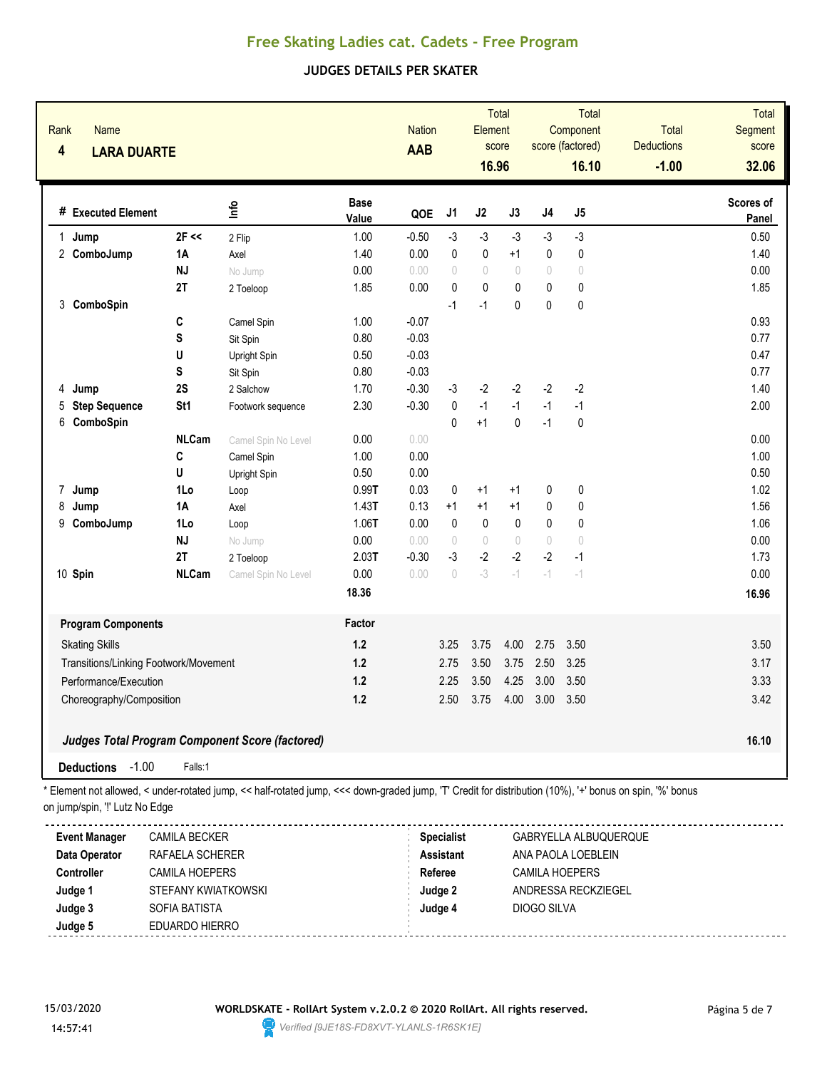# Free Skating Ladies cat. Cadets - Free Program

## JUDGES DETAILS PER SKATER

| Rank | Name | Nation | Total Element score | Total Component score (factored) | Total Deductions | Total Segment score |
|---|---|---|---|---|---|---|
| 4 | **LARA DUARTE** | **AAB** | **16.96** | **16.10** | **-1.00** | **32.06** |

| # | Executed Element | | Info | Base Value | QOE | J1 | J2 | J3 | J4 | J5 | Scores of Panel |
|---|---|---|---|---|---|---|---|---|---|---|---|
| 1 | Jump | 2F << | 2 Flip | 1.00 | -0.50 | -3 | -3 | -3 | -3 | -3 | 0.50 |
| 2 | ComboJump | 1A | Axel | 1.40 | 0.00 | 0 | 0 | +1 | 0 | 0 | 1.40 |
| | | NJ | No Jump | 0.00 | 0.00 | 0 | 0 | 0 | 0 | 0 | 0.00 |
| | | 2T | 2 Toeloop | 1.85 | 0.00 | 0 | 0 | 0 | 0 | 0 | 1.85 |
| 3 | ComboSpin | | | | | -1 | -1 | 0 | 0 | 0 | |
| | | C | Camel Spin | 1.00 | -0.07 | | | | | | 0.93 |
| | | S | Sit Spin | 0.80 | -0.03 | | | | | | 0.77 |
| | | U | Upright Spin | 0.50 | -0.03 | | | | | | 0.47 |
| | | S | Sit Spin | 0.80 | -0.03 | | | | | | 0.77 |
| 4 | Jump | 2S | 2 Salchow | 1.70 | -0.30 | -3 | -2 | -2 | -2 | -2 | 1.40 |
| 5 | Step Sequence | St1 | Footwork sequence | 2.30 | -0.30 | 0 | -1 | -1 | -1 | -1 | 2.00 |
| 6 | ComboSpin | | | | | 0 | +1 | 0 | -1 | 0 | |
| | | NLCam | Camel Spin No Level | 0.00 | 0.00 | | | | | | 0.00 |
| | | C | Camel Spin | 1.00 | 0.00 | | | | | | 1.00 |
| | | U | Upright Spin | 0.50 | 0.00 | | | | | | 0.50 |
| 7 | Jump | 1Lo | Loop | 0.99T | 0.03 | 0 | +1 | +1 | 0 | 0 | 1.02 |
| 8 | Jump | 1A | Axel | 1.43T | 0.13 | +1 | +1 | +1 | 0 | 0 | 1.56 |
| 9 | ComboJump | 1Lo | Loop | 1.06T | 0.00 | 0 | 0 | 0 | 0 | 0 | 1.06 |
| | | NJ | No Jump | 0.00 | 0.00 | 0 | 0 | 0 | 0 | 0 | 0.00 |
| | | 2T | 2 Toeloop | 2.03T | -0.30 | -3 | -2 | -2 | -2 | -1 | 1.73 |
| 10 | Spin | NLCam | Camel Spin No Level | 0.00 | 0.00 | 0 | -3 | -1 | -1 | -1 | 0.00 |
| | | | | **18.36** | | | | | | | **16.96** |

| Program Components | Factor | J1 | J2 | J3 | J4 | J5 | |
|---|---|---|---|---|---|---|---|
| Skating Skills | 1.2 | 3.25 | 3.75 | 4.00 | 2.75 | 3.50 | 3.50 |
| Transitions/Linking Footwork/Movement | 1.2 | 2.75 | 3.50 | 3.75 | 2.50 | 3.25 | 3.17 |
| Performance/Execution | 1.2 | 2.25 | 3.50 | 4.25 | 3.00 | 3.50 | 3.33 |
| Choreography/Composition | 1.2 | 2.50 | 3.75 | 4.00 | 3.00 | 3.50 | 3.42 |
| ***Judges Total Program Component Score (factored)*** | | | | | | | **16.10** |

**Deductions** -1.00 Falls:1

* Element not allowed, < under-rotated jump, << half-rotated jump, <<< down-graded jump, 'T' Credit for distribution (10%), '+' bonus on spin, '%' bonus on jump/spin, '!' Lutz No Edge

| | | | |
|---|---|---|---|
| **Event Manager** | CAMILA BECKER | **Specialist** | GABRYELLA ALBUQUERQUE |
| **Data Operator** | RAFAELA SCHERER | **Assistant** | ANA PAOLA LOEBLEIN |
| **Controller** | CAMILA HOEPERS | **Referee** | CAMILA HOEPERS |
| **Judge 1** | STEFANY KWIATKOWSKI | **Judge 2** | ANDRESSA RECKZIEGEL |
| **Judge 3** | SOFIA BATISTA | **Judge 4** | DIOGO SILVA |
| **Judge 5** | EDUARDO HIERRO | | |

15/03/2020 14:57:41

**WORLDSKATE - RollArt System v.2.0.2 © 2020 RollArt. All rights reserved.**

*Verified [9JE18S-FD8XVT-YLANLS-1R6SK1E]*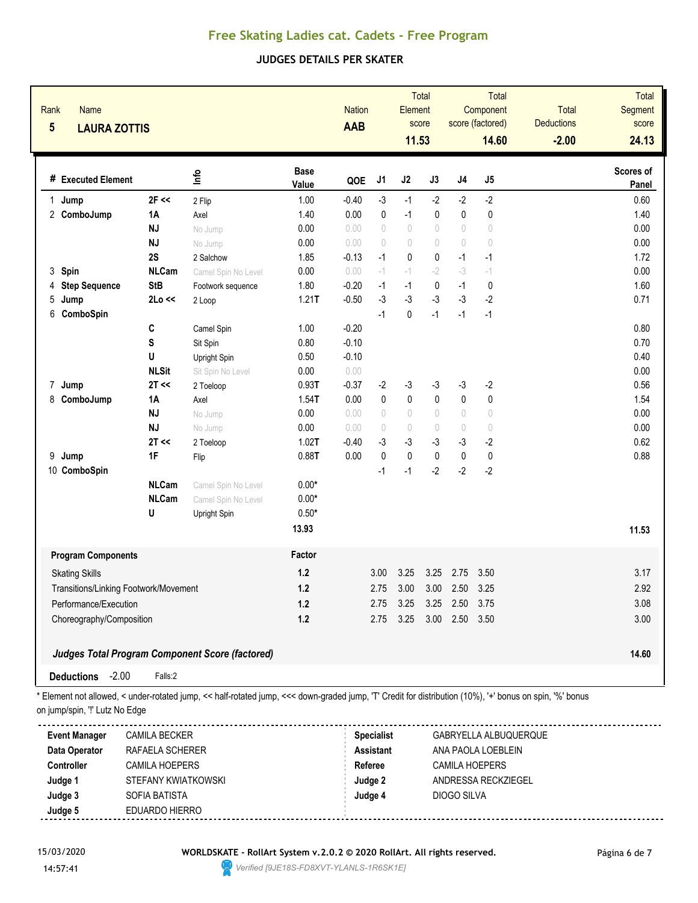# Free Skating Ladies cat. Cadets - Free Program

## JUDGES DETAILS PER SKATER

| Rank | Name | Nation | Total Element score | Total Component score (factored) | Total Deductions | Total Segment score |
|---|---|---|---|---|---|---|
| 5 | LAURA ZOTTIS | AAB | 11.53 | 14.60 | -2.00 | 24.13 |

| # | Executed Element | | Info | Base Value | QOE | J1 | J2 | J3 | J4 | J5 | Scores of Panel |
|---|---|---|---|---|---|---|---|---|---|---|---|
| 1 | Jump | 2F << | 2 Flip | 1.00 | -0.40 | -3 | -1 | -2 | -2 | -2 | 0.60 |
| 2 | ComboJump | 1A | Axel | 1.40 | 0.00 | 0 | -1 | 0 | 0 | 0 | 1.40 |
| | | NJ | No Jump | 0.00 | 0.00 | 0 | 0 | 0 | 0 | 0 | 0.00 |
| | | NJ | No Jump | 0.00 | 0.00 | 0 | 0 | 0 | 0 | 0 | 0.00 |
| | | 2S | 2 Salchow | 1.85 | -0.13 | -1 | 0 | 0 | -1 | -1 | 1.72 |
| 3 | Spin | NLCam | Camel Spin No Level | 0.00 | 0.00 | -1 | -1 | -2 | -3 | -1 | 0.00 |
| 4 | Step Sequence | StB | Footwork sequence | 1.80 | -0.20 | -1 | -1 | 0 | -1 | 0 | 1.60 |
| 5 | Jump | 2Lo << | 2 Loop | 1.21T | -0.50 | -3 | -3 | -3 | -3 | -2 | 0.71 |
| 6 | ComboSpin | | | | | -1 | 0 | -1 | -1 | -1 | |
| | | C | Camel Spin | 1.00 | -0.20 | | | | | | 0.80 |
| | | S | Sit Spin | 0.80 | -0.10 | | | | | | 0.70 |
| | | U | Upright Spin | 0.50 | -0.10 | | | | | | 0.40 |
| | | NLSit | Sit Spin No Level | 0.00 | 0.00 | | | | | | 0.00 |
| 7 | Jump | 2T << | 2 Toeloop | 0.93T | -0.37 | -2 | -3 | -3 | -3 | -2 | 0.56 |
| 8 | ComboJump | 1A | Axel | 1.54T | 0.00 | 0 | 0 | 0 | 0 | 0 | 1.54 |
| | | NJ | No Jump | 0.00 | 0.00 | 0 | 0 | 0 | 0 | 0 | 0.00 |
| | | NJ | No Jump | 0.00 | 0.00 | 0 | 0 | 0 | 0 | 0 | 0.00 |
| | | 2T << | 2 Toeloop | 1.02T | -0.40 | -3 | -3 | -3 | -3 | -2 | 0.62 |
| 9 | Jump | 1F | Flip | 0.88T | 0.00 | 0 | 0 | 0 | 0 | 0 | 0.88 |
| 10 | ComboSpin | | | | | -1 | -1 | -2 | -2 | -2 | |
| | | NLCam | Camel Spin No Level | 0.00* | | | | | | | |
| | | NLCam | Camel Spin No Level | 0.00* | | | | | | | |
| | | U | Upright Spin | 0.50* | | | | | | | |
| | | | | 13.93 | | | | | | | 11.53 |

| Program Components | Factor | J1 | J2 | J3 | J4 | J5 | |
|---|---|---|---|---|---|---|---|
| Skating Skills | 1.2 | 3.00 | 3.25 | 3.25 | 2.75 | 3.50 | 3.17 |
| Transitions/Linking Footwork/Movement | 1.2 | 2.75 | 3.00 | 3.00 | 2.50 | 3.25 | 2.92 |
| Performance/Execution | 1.2 | 2.75 | 3.25 | 3.25 | 2.50 | 3.75 | 3.08 |
| Choreography/Composition | 1.2 | 2.75 | 3.25 | 3.00 | 2.50 | 3.50 | 3.00 |

*Judges Total Program Component Score (factored)* **14.60**

**Deductions** -2.00 Falls:2

\* Element not allowed, < under-rotated jump, << half-rotated jump, <<< down-graded jump, 'T' Credit for distribution (10%), '+' bonus on spin, '%' bonus on jump/spin, '!' Lutz No Edge

| | | | |
|---|---|---|---|
| **Event Manager** | CAMILA BECKER | **Specialist** | GABRYELLA ALBUQUERQUE |
| **Data Operator** | RAFAELA SCHERER | **Assistant** | ANA PAOLA LOEBLEIN |
| **Controller** | CAMILA HOEPERS | **Referee** | CAMILA HOEPERS |
| **Judge 1** | STEFANY KWIATKOWSKI | **Judge 2** | ANDRESSA RECKZIEGEL |
| **Judge 3** | SOFIA BATISTA | **Judge 4** | DIOGO SILVA |
| **Judge 5** | EDUARDO HIERRO | | |

15/03/2020 14:57:41

**WORLDSKATE - RollArt System v.2.0.2 © 2020 RollArt. All rights reserved.**

Verified [9JE18S-FD8XVT-YLANLS-1R6SK1E]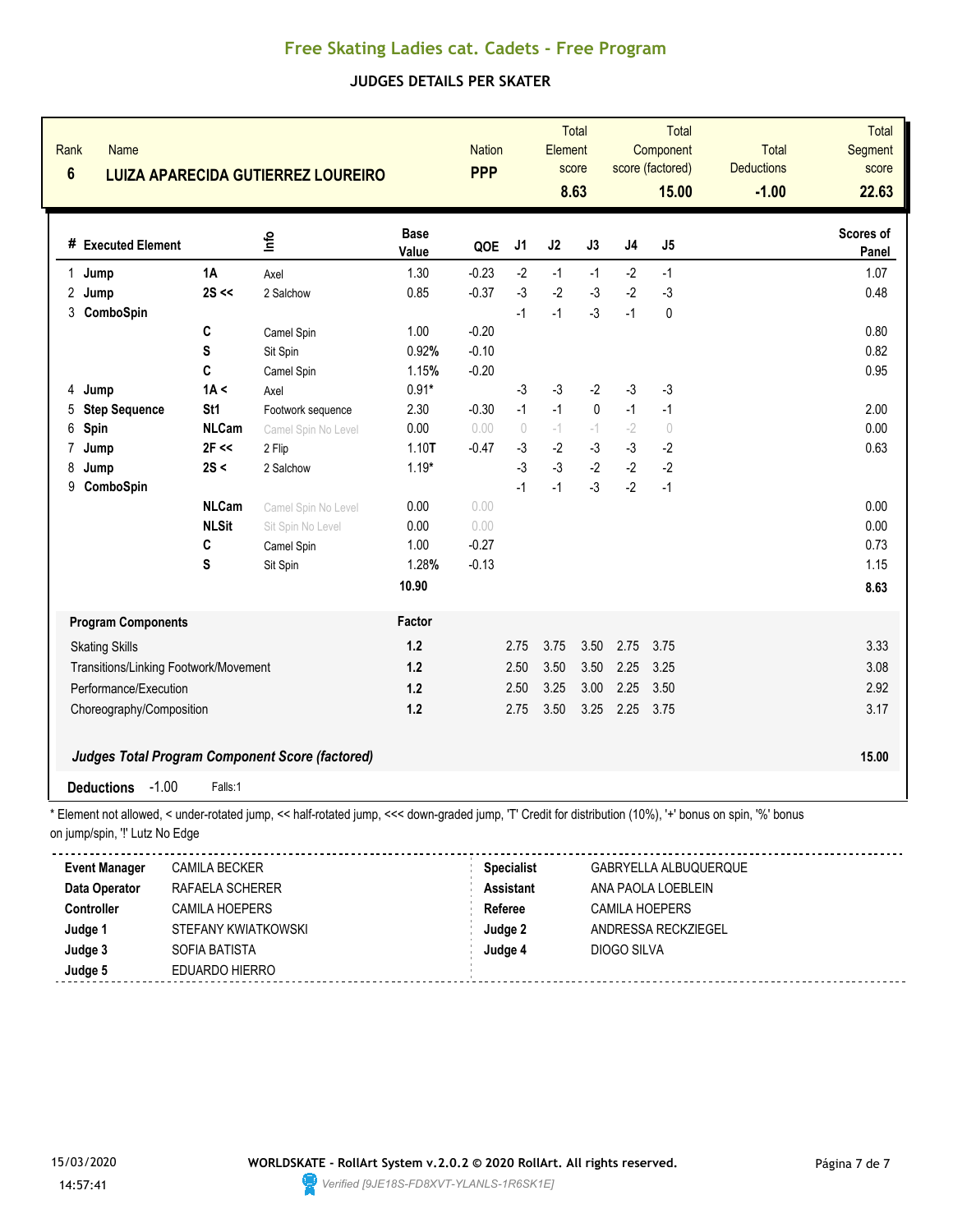# Free Skating Ladies cat. Cadets - Free Program

## JUDGES DETAILS PER SKATER

| Rank | Name | Nation | Total Element score | Total Component score (factored) | Total Deductions | Total Segment score |
|---|---|---|---|---|---|---|
| 6 | LUIZA APARECIDA GUTIERREZ LOUREIRO | PPP | 8.63 | 15.00 | -1.00 | 22.63 |

| # | Executed Element | | Info | Base Value | QOE | J1 | J2 | J3 | J4 | J5 | Scores of Panel |
|---|---|---|---|---|---|---|---|---|---|---|---|
| 1 | Jump | 1A | Axel | 1.30 | -0.23 | -2 | -1 | -1 | -2 | -1 | 1.07 |
| 2 | Jump | 2S << | 2 Salchow | 0.85 | -0.37 | -3 | -2 | -3 | -2 | -3 | 0.48 |
| 3 | ComboSpin | | | | | -1 | -1 | -3 | -1 | 0 | |
| | | C | Camel Spin | 1.00 | -0.20 | | | | | | 0.80 |
| | | S | Sit Spin | 0.92% | -0.10 | | | | | | 0.82 |
| | | C | Camel Spin | 1.15% | -0.20 | | | | | | 0.95 |
| 4 | Jump | 1A < | Axel | 0.91* | | -3 | -3 | -2 | -3 | -3 | |
| 5 | Step Sequence | St1 | Footwork sequence | 2.30 | -0.30 | -1 | -1 | 0 | -1 | -1 | 2.00 |
| 6 | Spin | NLCam | Camel Spin No Level | 0.00 | 0.00 | 0 | -1 | -1 | -2 | 0 | 0.00 |
| 7 | Jump | 2F << | 2 Flip | 1.10T | -0.47 | -3 | -2 | -3 | -3 | -2 | 0.63 |
| 8 | Jump | 2S < | 2 Salchow | 1.19* | | -3 | -3 | -2 | -2 | -2 | |
| 9 | ComboSpin | | | | | -1 | -1 | -3 | -2 | -1 | |
| | | NLCam | Camel Spin No Level | 0.00 | 0.00 | | | | | | 0.00 |
| | | NLSit | Sit Spin No Level | 0.00 | 0.00 | | | | | | 0.00 |
| | | C | Camel Spin | 1.00 | -0.27 | | | | | | 0.73 |
| | | S | Sit Spin | 1.28% | -0.13 | | | | | | 1.15 |
| | | | | 10.90 | | | | | | | 8.63 |

| Program Components | Factor | J1 | J2 | J3 | J4 | J5 | |
|---|---|---|---|---|---|---|---|
| Skating Skills | 1.2 | 2.75 | 3.75 | 3.50 | 2.75 | 3.75 | 3.33 |
| Transitions/Linking Footwork/Movement | 1.2 | 2.50 | 3.50 | 3.50 | 2.25 | 3.25 | 3.08 |
| Performance/Execution | 1.2 | 2.50 | 3.25 | 3.00 | 2.25 | 3.50 | 2.92 |
| Choreography/Composition | 1.2 | 2.75 | 3.50 | 3.25 | 2.25 | 3.75 | 3.17 |
| *Judges Total Program Component Score (factored)* | | | | | | | 15.00 |

**Deductions** -1.00 Falls:1

\* Element not allowed, < under-rotated jump, << half-rotated jump, <<< down-graded jump, 'T' Credit for distribution (10%), '+' bonus on spin, '%' bonus on jump/spin, '!' Lutz No Edge

| | | | |
|---|---|---|---|
| **Event Manager** | CAMILA BECKER | **Specialist** | GABRYELLA ALBUQUERQUE |
| **Data Operator** | RAFAELA SCHERER | **Assistant** | ANA PAOLA LOEBLEIN |
| **Controller** | CAMILA HOEPERS | **Referee** | CAMILA HOEPERS |
| **Judge 1** | STEFANY KWIATKOWSKI | **Judge 2** | ANDRESSA RECKZIEGEL |
| **Judge 3** | SOFIA BATISTA | **Judge 4** | DIOGO SILVA |
| **Judge 5** | EDUARDO HIERRO | | |

15/03/2020 14:57:41

WORLDSKATE - RollArt System v.2.0.2 © 2020 RollArt. All rights reserved.

Verified [9JE18S-FD8XVT-YLANLS-1R6SK1E]